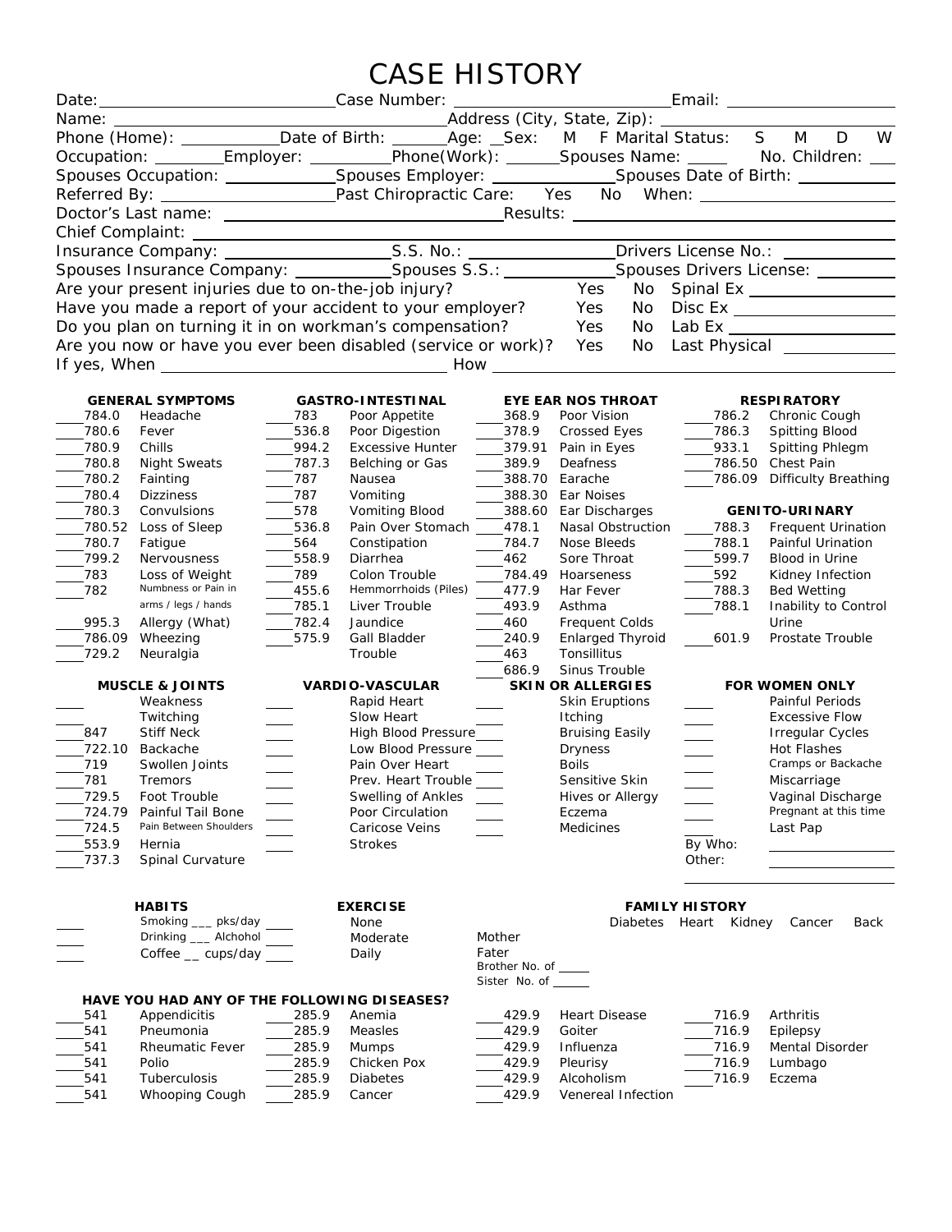# CASE HISTORY

Date: ____________________ Case Number: ____________________ Email: ____________________

Name: ____________________ Address (City, State, Zip): ____________________

Phone (Home): __________ Date of Birth: ______ Age: __ Sex: M F Marital Status: S M D W

Occupation: ________ Employer: ________ Phone(Work): ______ Spouses Name: _____ No. Children: ___

Spouses Occupation: ____________ Spouses Employer: ____________ Spouses Date of Birth: __________

Referred By: ____________________ Past Chiropractic Care: Yes No When: ____________________

Doctor's Last name: ____________________ Results: ____________________

Chief Complaint: ____________________

Insurance Company: ________________ S.S. No.: ______________ Drivers License No.: ____________

Spouses Insurance Company: __________ Spouses S.S.: ____________ Spouses Drivers License: _________

Are your present injuries due to on-the-job injury? Yes No Spinal Ex ________________

Have you made a report of your accident to your employer? Yes No Disc Ex ________________

Do you plan on turning it in on workman's compensation? Yes No Lab Ex ________________

Are you now or have you ever been disabled (service or work)? Yes No Last Physical ____________

If yes, When ____________________ How ____________________

**GENERAL SYMPTOMS**

- ___ 784.0 Headache
- ___ 780.6 Fever
- ___ 780.9 Chills
- ___ 780.8 Night Sweats
- ___ 780.2 Fainting
- ___ 780.4 Dizziness
- ___ 780.3 Convulsions
- ___ 780.52 Loss of Sleep
- ___ 780.7 Fatigue
- ___ 799.2 Nervousness
- ___ 783 Loss of Weight
- ___ 782 Numbness or Pain in arms / legs / hands
- ___ 995.3 Allergy (What)
- ___ 786.09 Wheezing
- ___ 729.2 Neuralgia

**GASTRO-INTESTINAL**

- ___ 783 Poor Appetite
- ___ 536.8 Poor Digestion
- ___ 994.2 Excessive Hunter
- ___ 787.3 Belching or Gas
- ___ 787 Nausea
- ___ 787 Vomiting
- ___ 578 Vomiting Blood
- ___ 536.8 Pain Over Stomach
- ___ 564 Constipation
- ___ 558.9 Diarrhea
- ___ 789 Colon Trouble
- ___ 455.6 Hemmorrhoids (Piles)
- ___ 785.1 Liver Trouble
- ___ 782.4 Jaundice
- ___ 575.9 Gall Bladder Trouble

**EYE EAR NOS THROAT**

- ___ 368.9 Poor Vision
- ___ 378.9 Crossed Eyes
- ___ 379.91 Pain in Eyes
- ___ 389.9 Deafness
- ___ 388.70 Earache
- ___ 388.30 Ear Noises
- ___ 388.60 Ear Discharges
- ___ 478.1 Nasal Obstruction
- ___ 784.7 Nose Bleeds
- ___ 462 Sore Throat
- ___ 784.49 Hoarseness
- ___ 477.9 Har Fever
- ___ 493.9 Asthma
- ___ 460 Frequent Colds
- ___ 240.9 Enlarged Thyroid
- ___ 463 Tonsillitus
- ___ 686.9 Sinus Trouble

**RESPIRATORY**

- ___ 786.2 Chronic Cough
- ___ 786.3 Spitting Blood
- ___ 933.1 Spitting Phlegm
- ___ 786.50 Chest Pain
- ___ 786.09 Difficulty Breathing

**GENITO-URINARY**

- ___ 788.3 Frequent Urination
- ___ 788.1 Painful Urination
- ___ 599.7 Blood in Urine
- ___ 592 Kidney Infection
- ___ 788.3 Bed Wetting
- ___ 788.1 Inability to Control Urine
- ___ 601.9 Prostate Trouble

**MUSCLE & JOINTS**

- ___ Weakness
- ___ Twitching
- ___ 847 Stiff Neck
- ___ 722.10 Backache
- ___ 719 Swollen Joints
- ___ 781 Tremors
- ___ 729.5 Foot Trouble
- ___ 724.79 Painful Tail Bone
- ___ 724.5 Pain Between Shoulders
- ___ 553.9 Hernia
- ___ 737.3 Spinal Curvature

**VARDIO-VASCULAR**

- ___ Rapid Heart
- ___ Slow Heart
- ___ High Blood Pressure
- ___ Low Blood Pressure
- ___ Pain Over Heart
- ___ Prev. Heart Trouble
- ___ Swelling of Ankles
- ___ Poor Circulation
- ___ Caricose Veins
- ___ Strokes

**SKIN OR ALLERGIES**

- ___ Skin Eruptions
- ___ Itching
- ___ Bruising Easily
- ___ Dryness
- ___ Boils
- ___ Sensitive Skin
- ___ Hives or Allergy
- ___ Eczema
- ___ Medicines

**FOR WOMEN ONLY**

- ___ Painful Periods
- ___ Excessive Flow
- ___ Irregular Cycles
- ___ Hot Flashes
- ___ Cramps or Backache
- ___ Miscarriage
- ___ Vaginal Discharge
- ___ Pregnant at this time
- ___ Last Pap

By Who: ____________

Other: ____________

**HABITS**

- ___ Smoking ___ pks/day
- ___ Drinking ___ Alchohol
- ___ Coffee __ cups/day

**EXERCISE**

- ___ None
- ___ Moderate
- ___ Daily

**FAMILY HISTORY**

| | Diabetes | Heart | Kidney | Cancer | Back |
|---|---|---|---|---|---|
| Mother | | | | | |
| Fater | | | | | |
| Brother No. of ____ | | | | | |
| Sister No. of ____ | | | | | |

**HAVE YOU HAD ANY OF THE FOLLOWING DISEASES?**

- ___ 541 Appendicitis
- ___ 541 Pneumonia
- ___ 541 Rheumatic Fever
- ___ 541 Polio
- ___ 541 Tuberculosis
- ___ 541 Whooping Cough
- ___ 285.9 Anemia
- ___ 285.9 Measles
- ___ 285.9 Mumps
- ___ 285.9 Chicken Pox
- ___ 285.9 Diabetes
- ___ 285.9 Cancer
- ___ 429.9 Heart Disease
- ___ 429.9 Goiter
- ___ 429.9 Influenza
- ___ 429.9 Pleurisy
- ___ 429.9 Alcoholism
- ___ 429.9 Venereal Infection
- ___ 716.9 Arthritis
- ___ 716.9 Epilepsy
- ___ 716.9 Mental Disorder
- ___ 716.9 Lumbago
- ___ 716.9 Eczema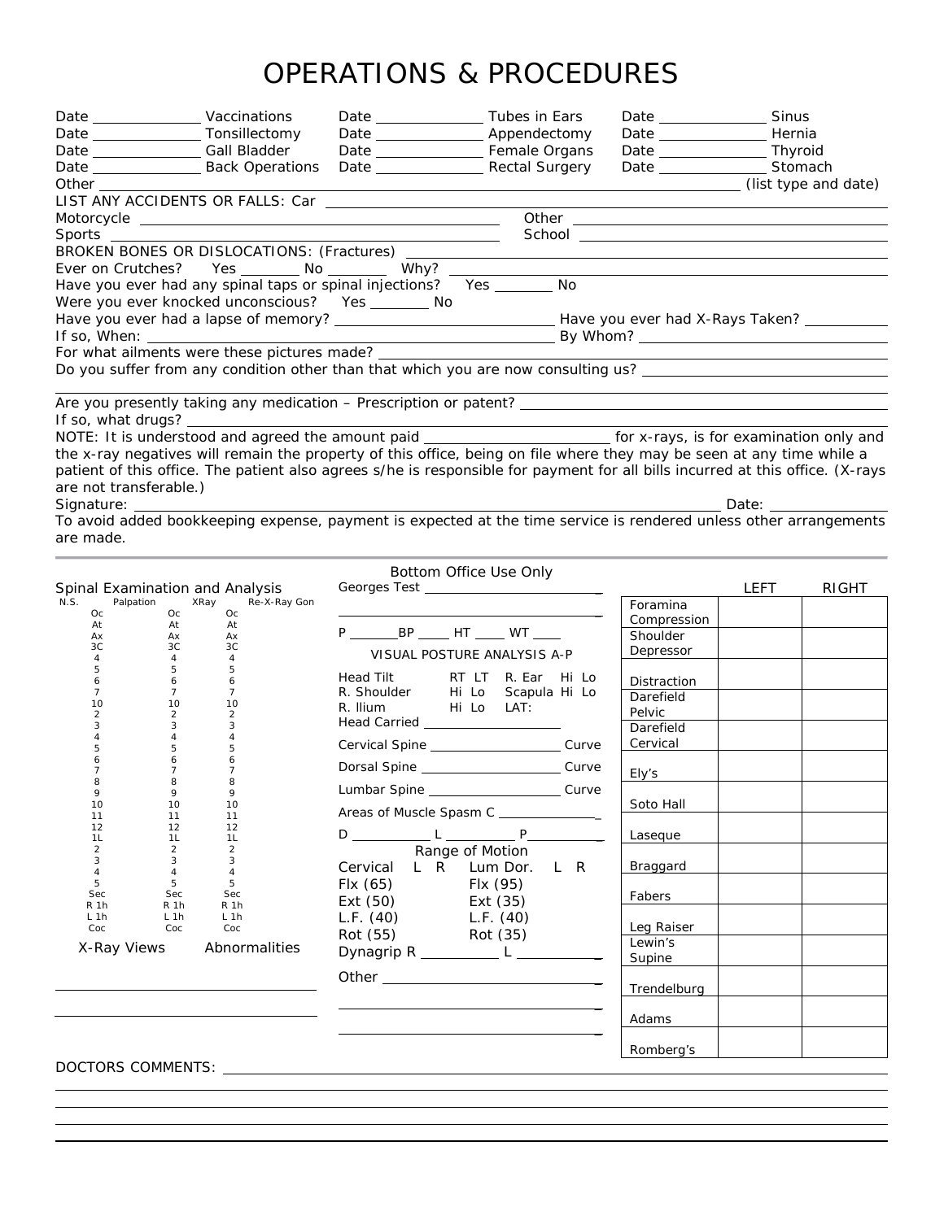# OPERATIONS & PROCEDURES

| | | | | | |
|---|---|---|---|---|---|
| Date ______ | Vaccinations | Date ______ | Tubes in Ears | Date ______ | Sinus |
| Date ______ | Tonsillectomy | Date ______ | Appendectomy | Date ______ | Hernia |
| Date ______ | Gall Bladder | Date ______ | Female Organs | Date ______ | Thyroid |
| Date ______ | Back Operations | Date ______ | Rectal Surgery | Date ______ | Stomach |

Other ______________________________ (list type and date)

LIST ANY ACCIDENTS OR FALLS: Car ______________________________

Motorcycle ______________________ Other ______________________

Sports ______________________ School ______________________

BROKEN BONES OR DISLOCATIONS: (Fractures) ______________________

Ever on Crutches? Yes ______ No ______ Why? ______________________

Have you ever had any spinal taps or spinal injections? Yes ______ No

Were you ever knocked unconscious? Yes ______ No

Have you ever had a lapse of memory? ______________ Have you ever had X-Rays Taken? ______

If so, When: ______________________ By Whom? ______________________

For what ailments were these pictures made? ______________________

Do you suffer from any condition other than that which you are now consulting us? ______________________

Are you presently taking any medication – Prescription or patent? ______________________

If so, what drugs? ______________________

NOTE: It is understood and agreed the amount paid ______________ for x-rays, is for examination only and the x-ray negatives will remain the property of this office, being on file where they may be seen at any time while a patient of this office. The patient also agrees s/he is responsible for payment for all bills incurred at this office. (X-rays are not transferable.)

Signature: ______________________________ Date: ______________

To avoid added bookkeeping expense, payment is expected at the time service is rendered unless other arrangements are made.

---

Bottom Office Use Only

**Spinal Examination and Analysis**

| N.S. | Palpation | XRay | Re-X-Ray Gon |
|---|---|---|---|
| Oc | Oc | Oc | |
| At | At | At | |
| Ax | Ax | Ax | |
| 3C | 3C | 3C | |
| 4 | 4 | 4 | |
| 5 | 5 | 5 | |
| 6 | 6 | 6 | |
| 7 | 7 | 7 | |
| 10 | 10 | 10 | |
| 2 | 2 | 2 | |
| 3 | 3 | 3 | |
| 4 | 4 | 4 | |
| 5 | 5 | 5 | |
| 6 | 6 | 6 | |
| 7 | 7 | 7 | |
| 8 | 8 | 8 | |
| 9 | 9 | 9 | |
| 10 | 10 | 10 | |
| 11 | 11 | 11 | |
| 12 | 12 | 12 | |
| 1L | 1L | 1L | |
| 2 | 2 | 2 | |
| 3 | 3 | 3 | |
| 4 | 4 | 4 | |
| 5 | 5 | 5 | |
| Sec | Sec | Sec | |
| R 1h | R 1h | R 1h | |
| L 1h | L 1h | L 1h | |
| Coc | Coc | Coc | |

X-Ray Views ______________ Abnormalities ______________

Georges Test ______________________

P ______ BP ____ HT ____ WT ____

VISUAL POSTURE ANALYSIS A-P

Head Tilt RT LT R. Ear Hi Lo

R. Shoulder Hi Lo Scapula Hi Lo

R. Ilium Hi Lo LAT:

Head Carried ______________

Cervical Spine ______________ Curve

Dorsal Spine ______________ Curve

Lumbar Spine ______________ Curve

Areas of Muscle Spasm C ______________

D __________ L __________ P __________

Range of Motion

| Cervical L R | Lum Dor. L R |
|---|---|
| Flx (65) | Flx (95) |
| Ext (50) | Ext (35) |
| L.F. (40) | L.F. (40) |
| Rot (55) | Rot (35) |

Dynagrip R __________ L __________

Other ______________________

| | LEFT | RIGHT |
|---|---|---|
| Foramina Compression | | |
| Shoulder Depressor | | |
| Distraction | | |
| Darefield Pelvic | | |
| Darefield Cervical | | |
| Ely's | | |
| Soto Hall | | |
| Laseque | | |
| Braggard | | |
| Fabers | | |
| Leg Raiser | | |
| Lewin's Supine | | |
| Trendelburg | | |
| Adams | | |
| Romberg's | | |

DOCTORS COMMENTS: ______________________________________________